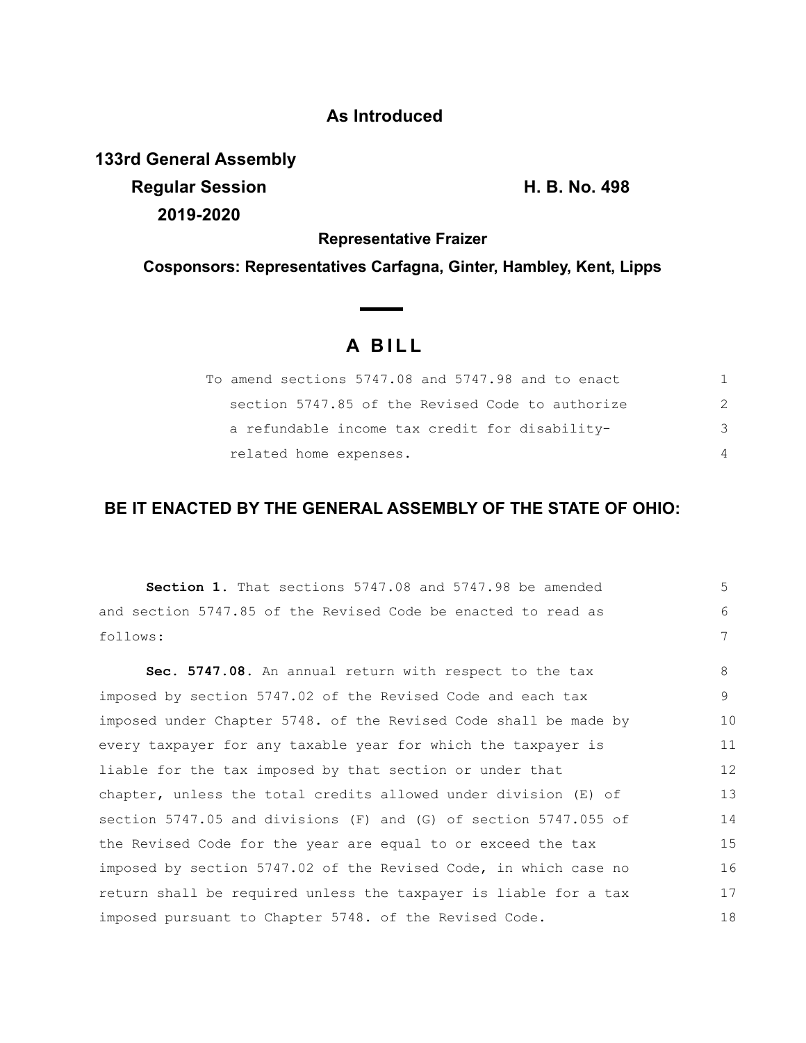**As Introduced**

**133rd General Assembly**
**Regular Session** **H. B. No. 498**
**2019-2020**

**Representative Fraizer**

**Cosponsors: Representatives Carfagna, Ginter, Hambley, Kent, Lipps**

---

# A BILL

To amend sections 5747.08 and 5747.98 and to enact section 5747.85 of the Revised Code to authorize a refundable income tax credit for disability-related home expenses.

**BE IT ENACTED BY THE GENERAL ASSEMBLY OF THE STATE OF OHIO:**

**Section 1.** That sections 5747.08 and 5747.98 be amended and section 5747.85 of the Revised Code be enacted to read as follows:

**Sec. 5747.08.** An annual return with respect to the tax imposed by section 5747.02 of the Revised Code and each tax imposed under Chapter 5748. of the Revised Code shall be made by every taxpayer for any taxable year for which the taxpayer is liable for the tax imposed by that section or under that chapter, unless the total credits allowed under division (E) of section 5747.05 and divisions (F) and (G) of section 5747.055 of the Revised Code for the year are equal to or exceed the tax imposed by section 5747.02 of the Revised Code, in which case no return shall be required unless the taxpayer is liable for a tax imposed pursuant to Chapter 5748. of the Revised Code.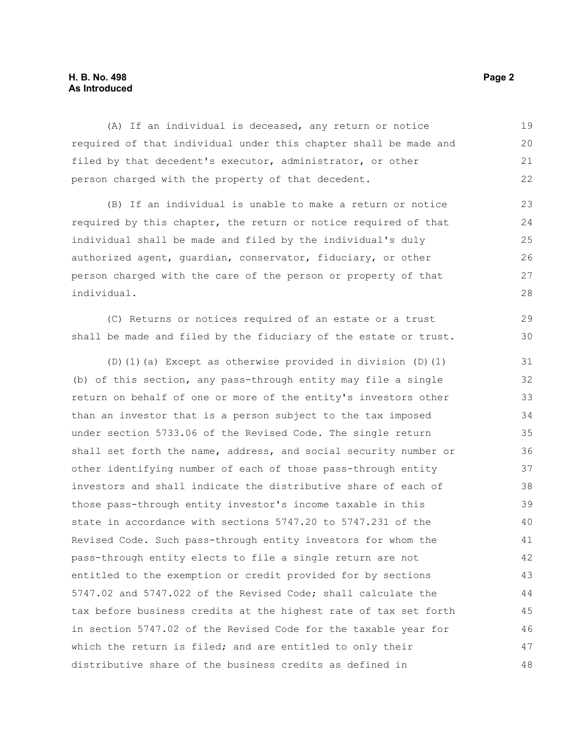(A) If an individual is deceased, any return or notice required of that individual under this chapter shall be made and filed by that decedent's executor, administrator, or other person charged with the property of that decedent.

(B) If an individual is unable to make a return or notice required by this chapter, the return or notice required of that individual shall be made and filed by the individual's duly authorized agent, guardian, conservator, fiduciary, or other person charged with the care of the person or property of that individual.

(C) Returns or notices required of an estate or a trust shall be made and filed by the fiduciary of the estate or trust.

(D)(1)(a) Except as otherwise provided in division (D)(1)(b) of this section, any pass-through entity may file a single return on behalf of one or more of the entity's investors other than an investor that is a person subject to the tax imposed under section 5733.06 of the Revised Code. The single return shall set forth the name, address, and social security number or other identifying number of each of those pass-through entity investors and shall indicate the distributive share of each of those pass-through entity investor's income taxable in this state in accordance with sections 5747.20 to 5747.231 of the Revised Code. Such pass-through entity investors for whom the pass-through entity elects to file a single return are not entitled to the exemption or credit provided for by sections 5747.02 and 5747.022 of the Revised Code; shall calculate the tax before business credits at the highest rate of tax set forth in section 5747.02 of the Revised Code for the taxable year for which the return is filed; and are entitled to only their distributive share of the business credits as defined in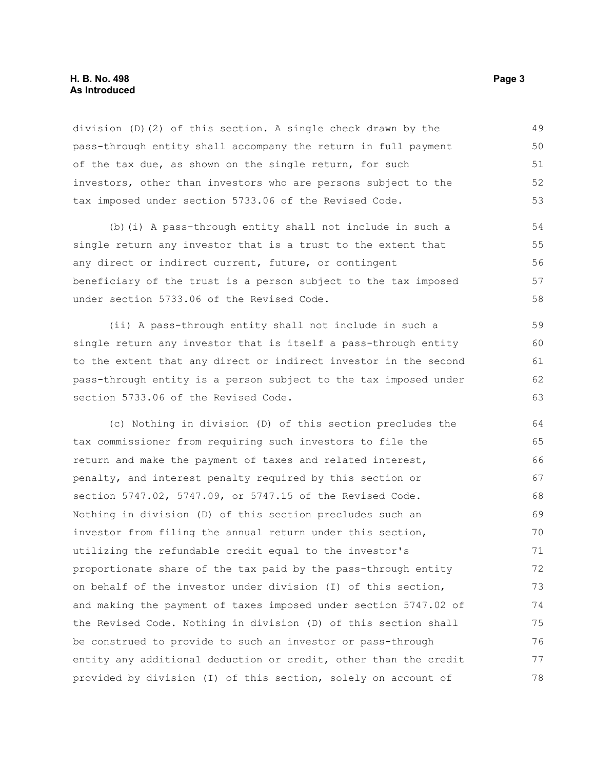division (D)(2) of this section. A single check drawn by the pass-through entity shall accompany the return in full payment of the tax due, as shown on the single return, for such investors, other than investors who are persons subject to the tax imposed under section 5733.06 of the Revised Code.

(b)(i) A pass-through entity shall not include in such a single return any investor that is a trust to the extent that any direct or indirect current, future, or contingent beneficiary of the trust is a person subject to the tax imposed under section 5733.06 of the Revised Code.

(ii) A pass-through entity shall not include in such a single return any investor that is itself a pass-through entity to the extent that any direct or indirect investor in the second pass-through entity is a person subject to the tax imposed under section 5733.06 of the Revised Code.

(c) Nothing in division (D) of this section precludes the tax commissioner from requiring such investors to file the return and make the payment of taxes and related interest, penalty, and interest penalty required by this section or section 5747.02, 5747.09, or 5747.15 of the Revised Code. Nothing in division (D) of this section precludes such an investor from filing the annual return under this section, utilizing the refundable credit equal to the investor's proportionate share of the tax paid by the pass-through entity on behalf of the investor under division (I) of this section, and making the payment of taxes imposed under section 5747.02 of the Revised Code. Nothing in division (D) of this section shall be construed to provide to such an investor or pass-through entity any additional deduction or credit, other than the credit provided by division (I) of this section, solely on account of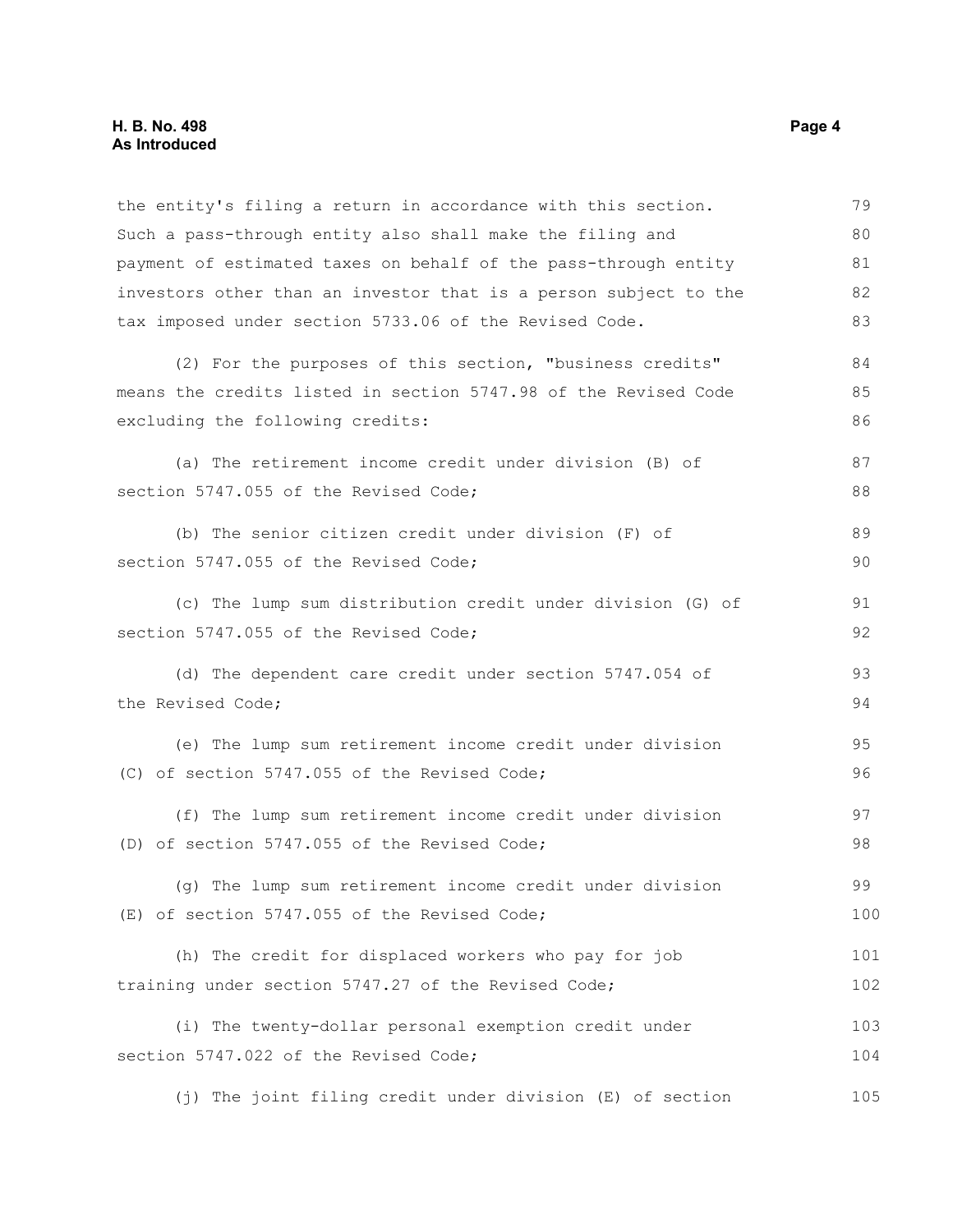the entity's filing a return in accordance with this section. Such a pass-through entity also shall make the filing and payment of estimated taxes on behalf of the pass-through entity investors other than an investor that is a person subject to the tax imposed under section 5733.06 of the Revised Code.

(2) For the purposes of this section, "business credits" means the credits listed in section 5747.98 of the Revised Code excluding the following credits:

(a) The retirement income credit under division (B) of section 5747.055 of the Revised Code;

(b) The senior citizen credit under division (F) of section 5747.055 of the Revised Code;

(c) The lump sum distribution credit under division (G) of section 5747.055 of the Revised Code;

(d) The dependent care credit under section 5747.054 of the Revised Code;

(e) The lump sum retirement income credit under division (C) of section 5747.055 of the Revised Code;

(f) The lump sum retirement income credit under division (D) of section 5747.055 of the Revised Code;

(g) The lump sum retirement income credit under division (E) of section 5747.055 of the Revised Code;

(h) The credit for displaced workers who pay for job training under section 5747.27 of the Revised Code;

(i) The twenty-dollar personal exemption credit under section 5747.022 of the Revised Code;

(j) The joint filing credit under division (E) of section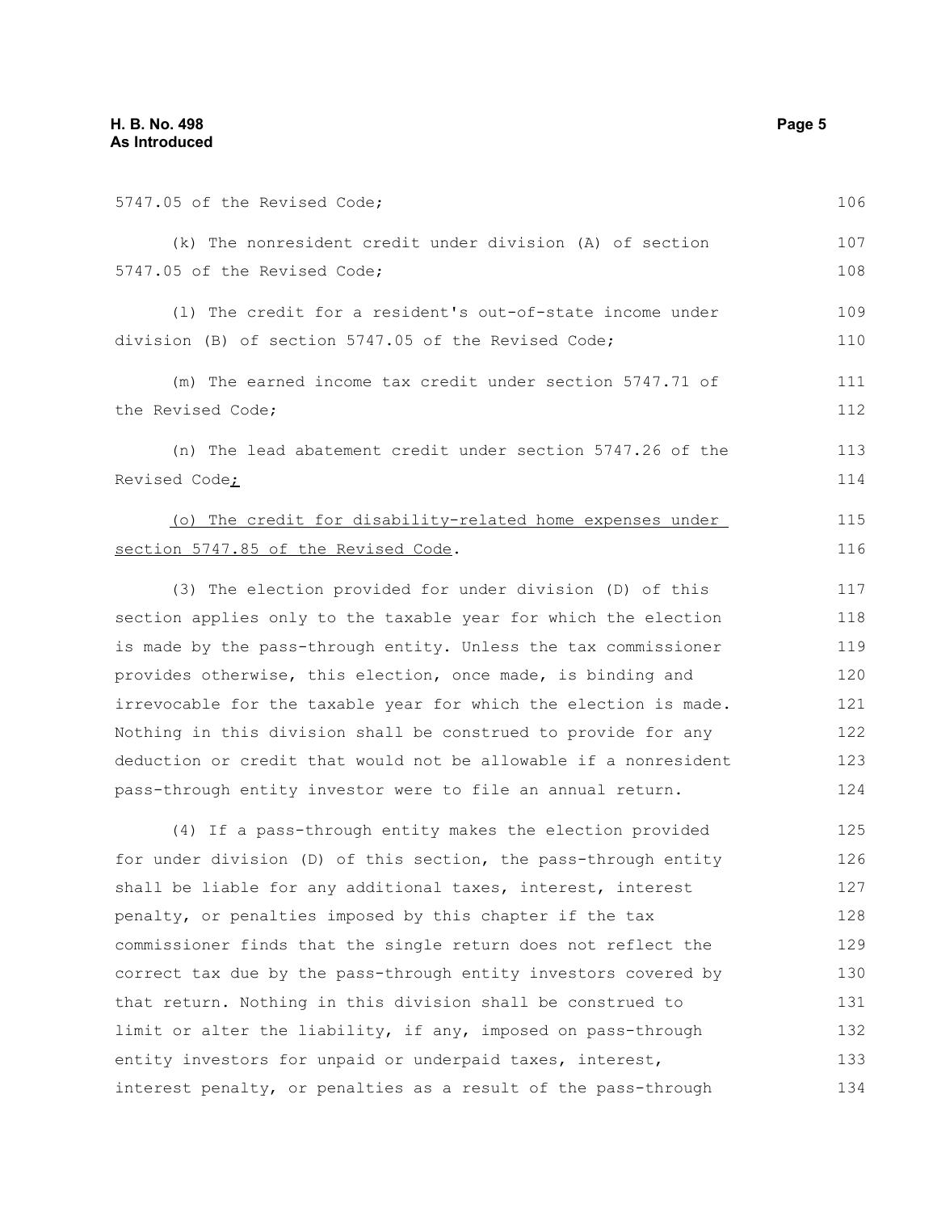5747.05 of the Revised Code;

(k) The nonresident credit under division (A) of section 5747.05 of the Revised Code;

(l) The credit for a resident's out-of-state income under division (B) of section 5747.05 of the Revised Code;

(m) The earned income tax credit under section 5747.71 of the Revised Code;

(n) The lead abatement credit under section 5747.26 of the Revised Code;

(o) The credit for disability-related home expenses under section 5747.85 of the Revised Code.

(3) The election provided for under division (D) of this section applies only to the taxable year for which the election is made by the pass-through entity. Unless the tax commissioner provides otherwise, this election, once made, is binding and irrevocable for the taxable year for which the election is made. Nothing in this division shall be construed to provide for any deduction or credit that would not be allowable if a nonresident pass-through entity investor were to file an annual return.

(4) If a pass-through entity makes the election provided for under division (D) of this section, the pass-through entity shall be liable for any additional taxes, interest, interest penalty, or penalties imposed by this chapter if the tax commissioner finds that the single return does not reflect the correct tax due by the pass-through entity investors covered by that return. Nothing in this division shall be construed to limit or alter the liability, if any, imposed on pass-through entity investors for unpaid or underpaid taxes, interest, interest penalty, or penalties as a result of the pass-through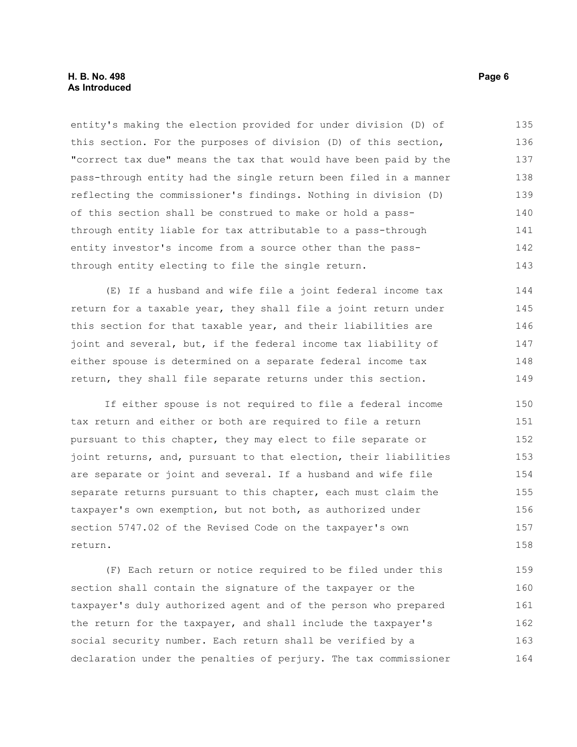entity's making the election provided for under division (D) of this section. For the purposes of division (D) of this section, "correct tax due" means the tax that would have been paid by the pass-through entity had the single return been filed in a manner reflecting the commissioner's findings. Nothing in division (D) of this section shall be construed to make or hold a pass-through entity liable for tax attributable to a pass-through entity investor's income from a source other than the pass-through entity electing to file the single return.

(E) If a husband and wife file a joint federal income tax return for a taxable year, they shall file a joint return under this section for that taxable year, and their liabilities are joint and several, but, if the federal income tax liability of either spouse is determined on a separate federal income tax return, they shall file separate returns under this section.

If either spouse is not required to file a federal income tax return and either or both are required to file a return pursuant to this chapter, they may elect to file separate or joint returns, and, pursuant to that election, their liabilities are separate or joint and several. If a husband and wife file separate returns pursuant to this chapter, each must claim the taxpayer's own exemption, but not both, as authorized under section 5747.02 of the Revised Code on the taxpayer's own return.

(F) Each return or notice required to be filed under this section shall contain the signature of the taxpayer or the taxpayer's duly authorized agent and of the person who prepared the return for the taxpayer, and shall include the taxpayer's social security number. Each return shall be verified by a declaration under the penalties of perjury. The tax commissioner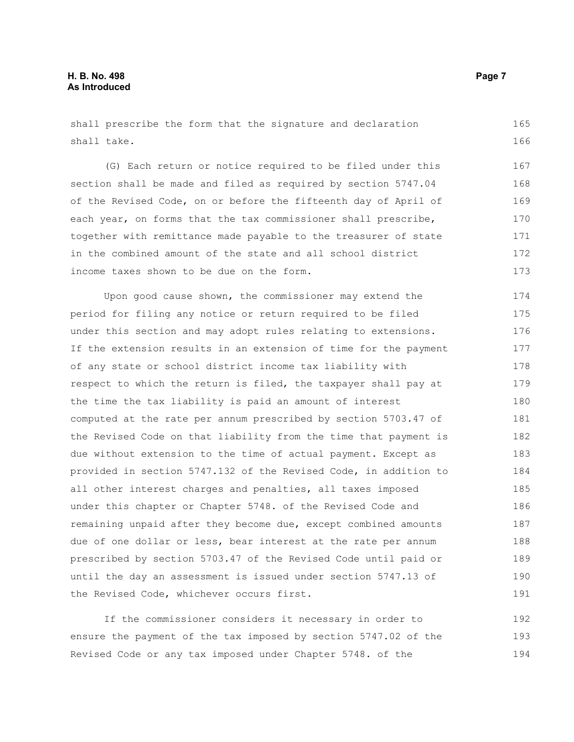shall prescribe the form that the signature and declaration shall take.

(G) Each return or notice required to be filed under this section shall be made and filed as required by section 5747.04 of the Revised Code, on or before the fifteenth day of April of each year, on forms that the tax commissioner shall prescribe, together with remittance made payable to the treasurer of state in the combined amount of the state and all school district income taxes shown to be due on the form.

Upon good cause shown, the commissioner may extend the period for filing any notice or return required to be filed under this section and may adopt rules relating to extensions. If the extension results in an extension of time for the payment of any state or school district income tax liability with respect to which the return is filed, the taxpayer shall pay at the time the tax liability is paid an amount of interest computed at the rate per annum prescribed by section 5703.47 of the Revised Code on that liability from the time that payment is due without extension to the time of actual payment. Except as provided in section 5747.132 of the Revised Code, in addition to all other interest charges and penalties, all taxes imposed under this chapter or Chapter 5748. of the Revised Code and remaining unpaid after they become due, except combined amounts due of one dollar or less, bear interest at the rate per annum prescribed by section 5703.47 of the Revised Code until paid or until the day an assessment is issued under section 5747.13 of the Revised Code, whichever occurs first.

If the commissioner considers it necessary in order to ensure the payment of the tax imposed by section 5747.02 of the Revised Code or any tax imposed under Chapter 5748. of the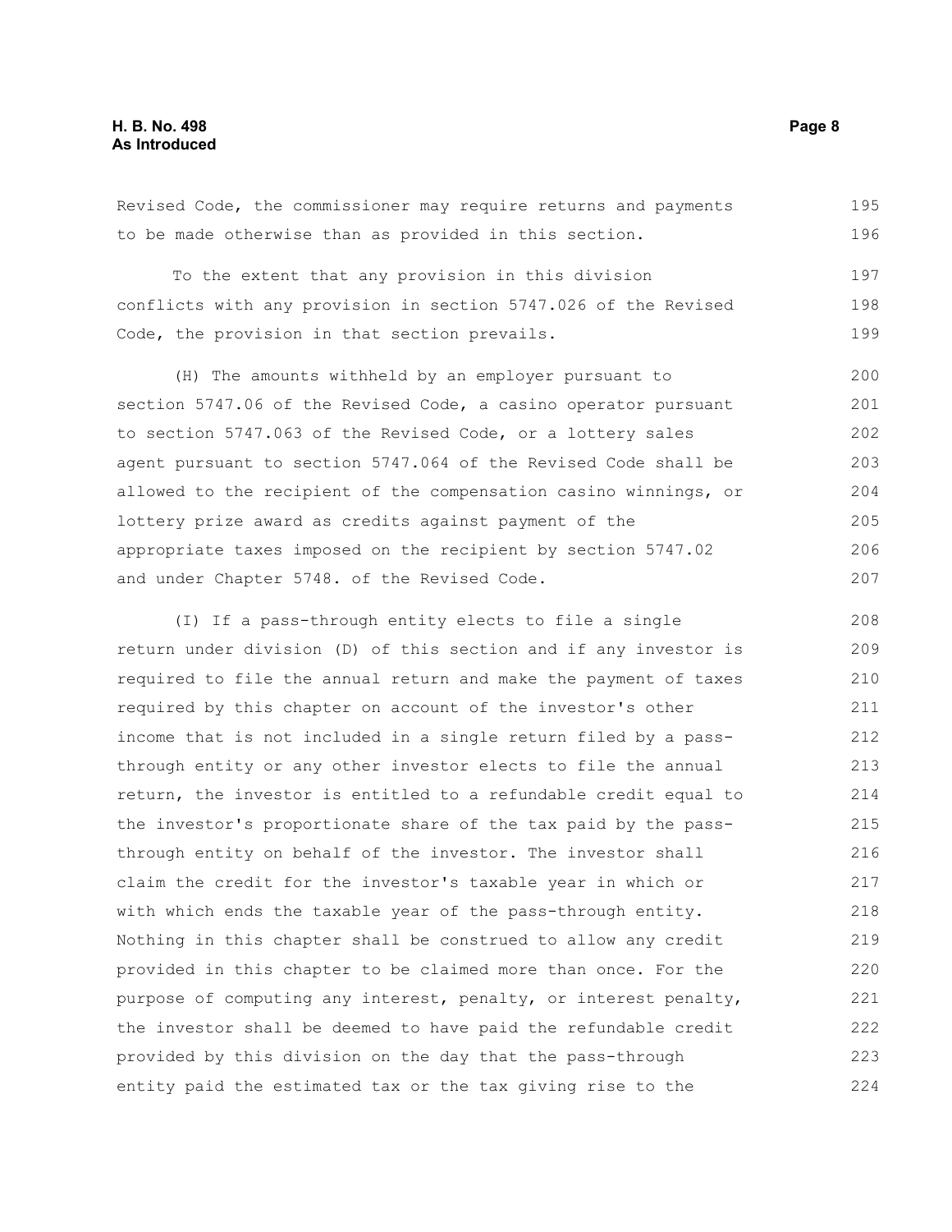Revised Code, the commissioner may require returns and payments to be made otherwise than as provided in this section.

To the extent that any provision in this division conflicts with any provision in section 5747.026 of the Revised Code, the provision in that section prevails.

(H) The amounts withheld by an employer pursuant to section 5747.06 of the Revised Code, a casino operator pursuant to section 5747.063 of the Revised Code, or a lottery sales agent pursuant to section 5747.064 of the Revised Code shall be allowed to the recipient of the compensation casino winnings, or lottery prize award as credits against payment of the appropriate taxes imposed on the recipient by section 5747.02 and under Chapter 5748. of the Revised Code.

(I) If a pass-through entity elects to file a single return under division (D) of this section and if any investor is required to file the annual return and make the payment of taxes required by this chapter on account of the investor's other income that is not included in a single return filed by a pass-through entity or any other investor elects to file the annual return, the investor is entitled to a refundable credit equal to the investor's proportionate share of the tax paid by the pass-through entity on behalf of the investor. The investor shall claim the credit for the investor's taxable year in which or with which ends the taxable year of the pass-through entity. Nothing in this chapter shall be construed to allow any credit provided in this chapter to be claimed more than once. For the purpose of computing any interest, penalty, or interest penalty, the investor shall be deemed to have paid the refundable credit provided by this division on the day that the pass-through entity paid the estimated tax or the tax giving rise to the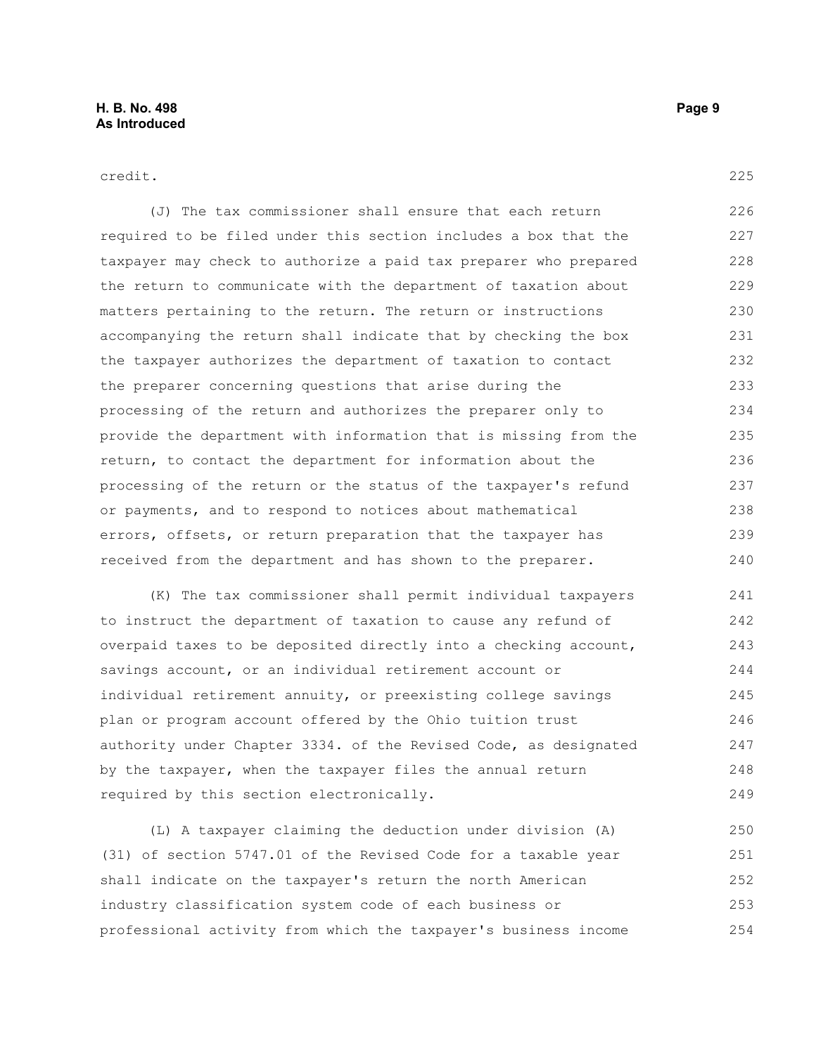credit.

(J) The tax commissioner shall ensure that each return required to be filed under this section includes a box that the taxpayer may check to authorize a paid tax preparer who prepared the return to communicate with the department of taxation about matters pertaining to the return. The return or instructions accompanying the return shall indicate that by checking the box the taxpayer authorizes the department of taxation to contact the preparer concerning questions that arise during the processing of the return and authorizes the preparer only to provide the department with information that is missing from the return, to contact the department for information about the processing of the return or the status of the taxpayer's refund or payments, and to respond to notices about mathematical errors, offsets, or return preparation that the taxpayer has received from the department and has shown to the preparer.

(K) The tax commissioner shall permit individual taxpayers to instruct the department of taxation to cause any refund of overpaid taxes to be deposited directly into a checking account, savings account, or an individual retirement account or individual retirement annuity, or preexisting college savings plan or program account offered by the Ohio tuition trust authority under Chapter 3334. of the Revised Code, as designated by the taxpayer, when the taxpayer files the annual return required by this section electronically.

(L) A taxpayer claiming the deduction under division (A)(31) of section 5747.01 of the Revised Code for a taxable year shall indicate on the taxpayer's return the north American industry classification system code of each business or professional activity from which the taxpayer's business income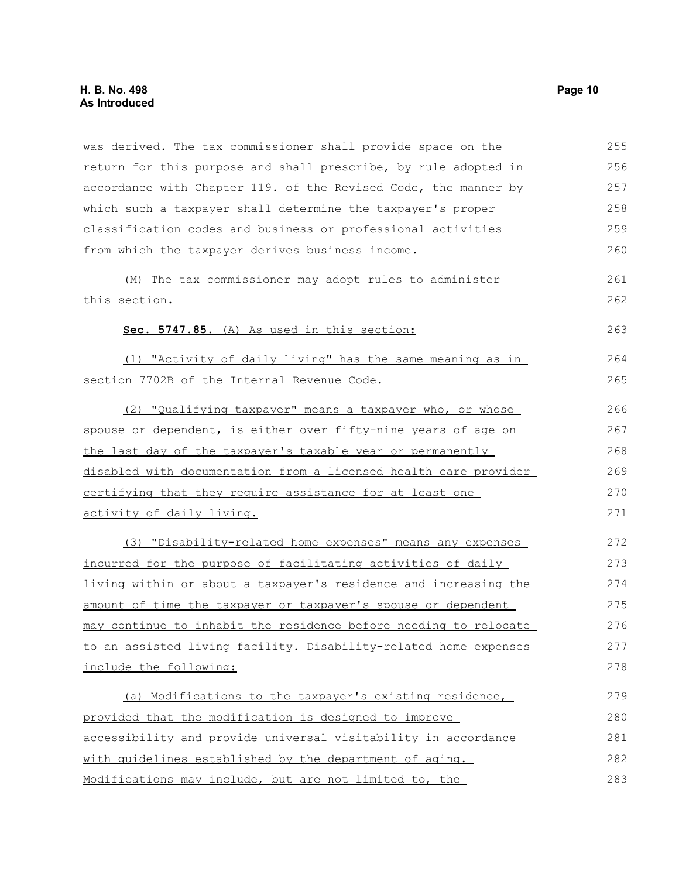was derived. The tax commissioner shall provide space on the return for this purpose and shall prescribe, by rule adopted in accordance with Chapter 119. of the Revised Code, the manner by which such a taxpayer shall determine the taxpayer's proper classification codes and business or professional activities from which the taxpayer derives business income.

(M) The tax commissioner may adopt rules to administer this section.

**Sec. 5747.85.** (A) As used in this section:

(1) "Activity of daily living" has the same meaning as in section 7702B of the Internal Revenue Code.

(2) "Qualifying taxpayer" means a taxpayer who, or whose spouse or dependent, is either over fifty-nine years of age on the last day of the taxpayer's taxable year or permanently disabled with documentation from a licensed health care provider certifying that they require assistance for at least one activity of daily living.

(3) "Disability-related home expenses" means any expenses incurred for the purpose of facilitating activities of daily living within or about a taxpayer's residence and increasing the amount of time the taxpayer or taxpayer's spouse or dependent may continue to inhabit the residence before needing to relocate to an assisted living facility. Disability-related home expenses include the following:

(a) Modifications to the taxpayer's existing residence, provided that the modification is designed to improve accessibility and provide universal visitability in accordance with guidelines established by the department of aging. Modifications may include, but are not limited to, the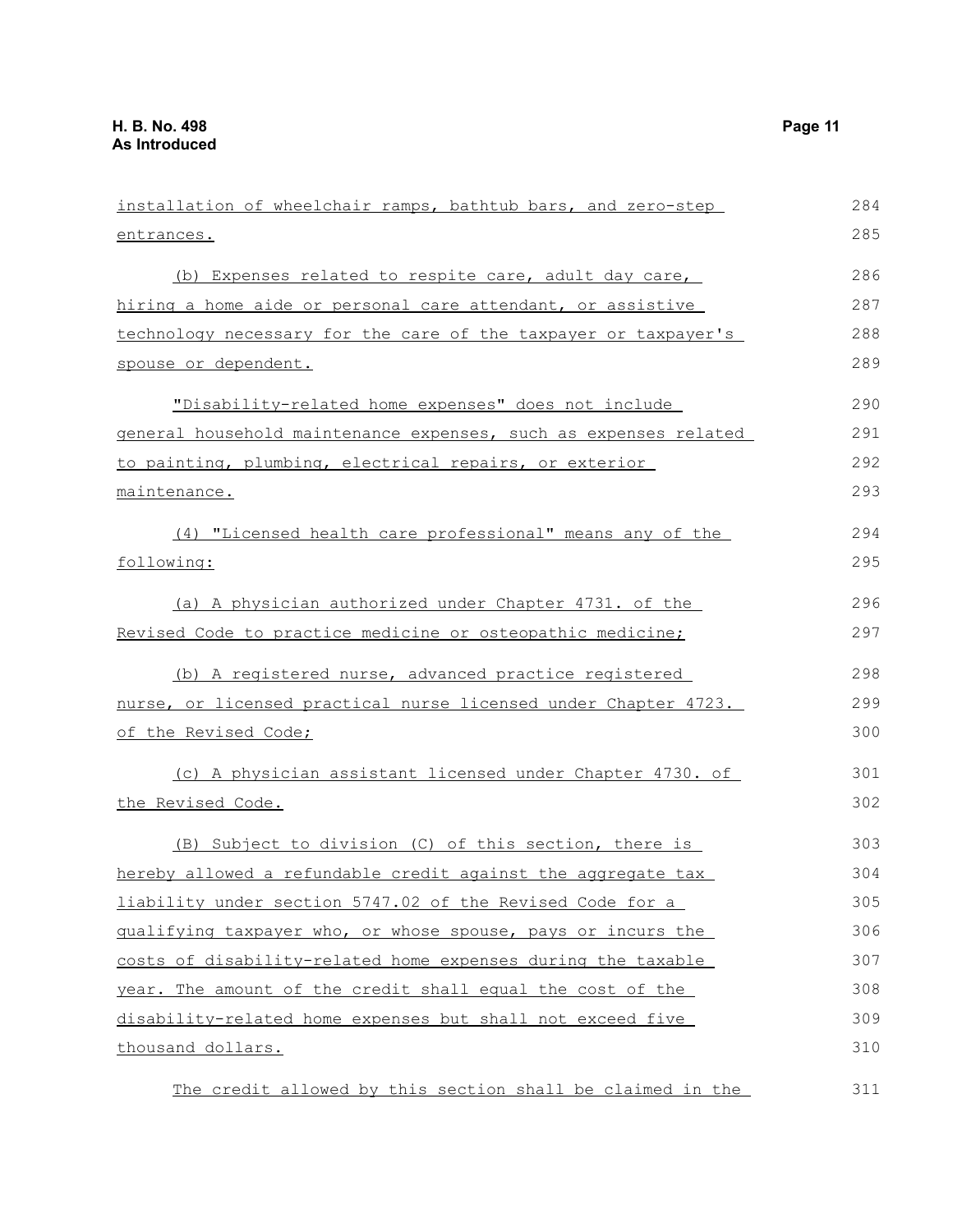installation of wheelchair ramps, bathtub bars, and zero-step entrances.

(b) Expenses related to respite care, adult day care, hiring a home aide or personal care attendant, or assistive technology necessary for the care of the taxpayer or taxpayer's spouse or dependent.

"Disability-related home expenses" does not include general household maintenance expenses, such as expenses related to painting, plumbing, electrical repairs, or exterior maintenance.

(4) "Licensed health care professional" means any of the following:

(a) A physician authorized under Chapter 4731. of the Revised Code to practice medicine or osteopathic medicine;

(b) A registered nurse, advanced practice registered nurse, or licensed practical nurse licensed under Chapter 4723. of the Revised Code;

(c) A physician assistant licensed under Chapter 4730. of the Revised Code.

(B) Subject to division (C) of this section, there is hereby allowed a refundable credit against the aggregate tax liability under section 5747.02 of the Revised Code for a qualifying taxpayer who, or whose spouse, pays or incurs the costs of disability-related home expenses during the taxable year. The amount of the credit shall equal the cost of the disability-related home expenses but shall not exceed five thousand dollars.

The credit allowed by this section shall be claimed in the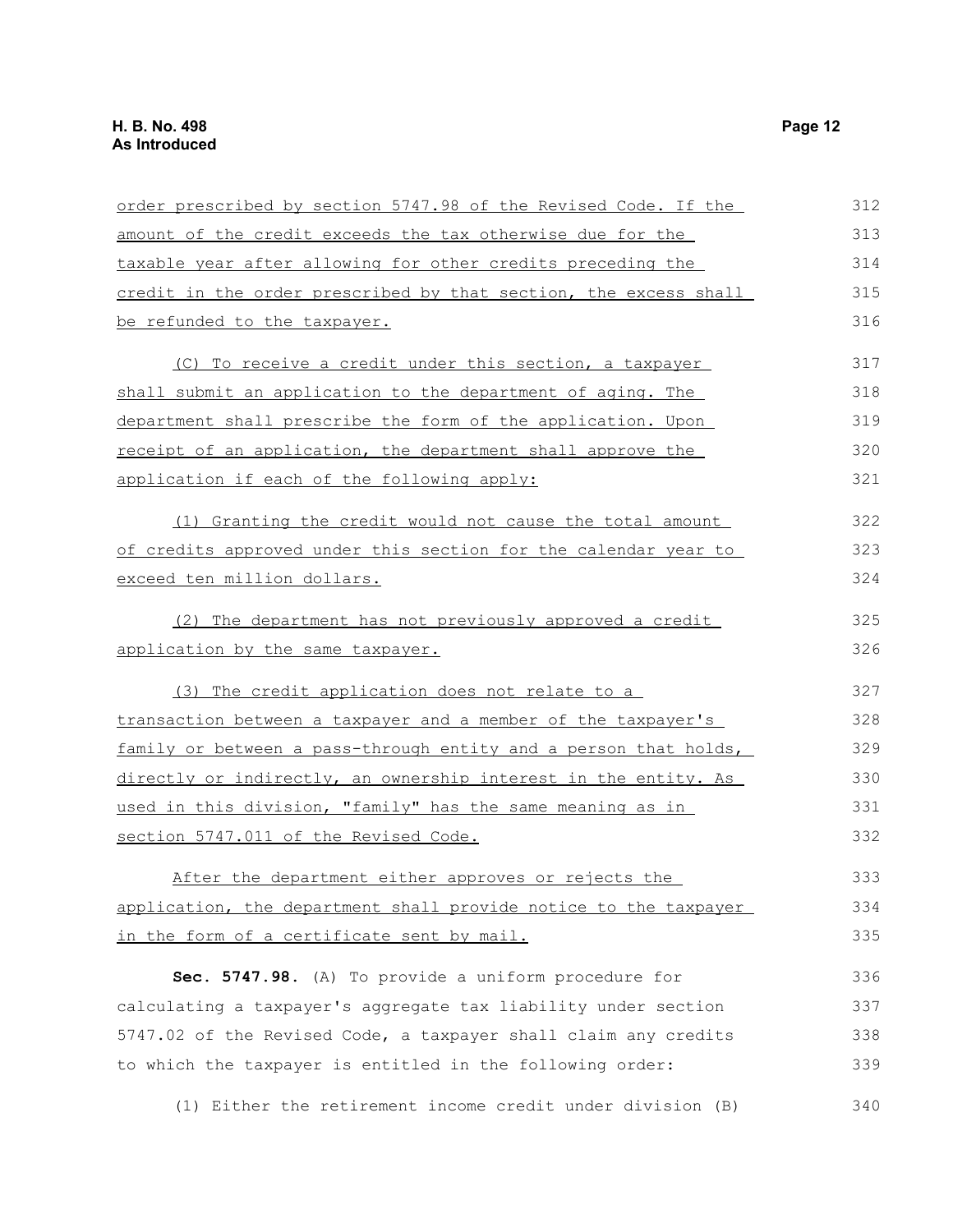order prescribed by section 5747.98 of the Revised Code. If the amount of the credit exceeds the tax otherwise due for the taxable year after allowing for other credits preceding the credit in the order prescribed by that section, the excess shall be refunded to the taxpayer.

(C) To receive a credit under this section, a taxpayer shall submit an application to the department of aging. The department shall prescribe the form of the application. Upon receipt of an application, the department shall approve the application if each of the following apply:

(1) Granting the credit would not cause the total amount of credits approved under this section for the calendar year to exceed ten million dollars.

(2) The department has not previously approved a credit application by the same taxpayer.

(3) The credit application does not relate to a transaction between a taxpayer and a member of the taxpayer's family or between a pass-through entity and a person that holds, directly or indirectly, an ownership interest in the entity. As used in this division, "family" has the same meaning as in section 5747.011 of the Revised Code.

After the department either approves or rejects the application, the department shall provide notice to the taxpayer in the form of a certificate sent by mail.

**Sec. 5747.98.** (A) To provide a uniform procedure for calculating a taxpayer's aggregate tax liability under section 5747.02 of the Revised Code, a taxpayer shall claim any credits to which the taxpayer is entitled in the following order:

(1) Either the retirement income credit under division (B)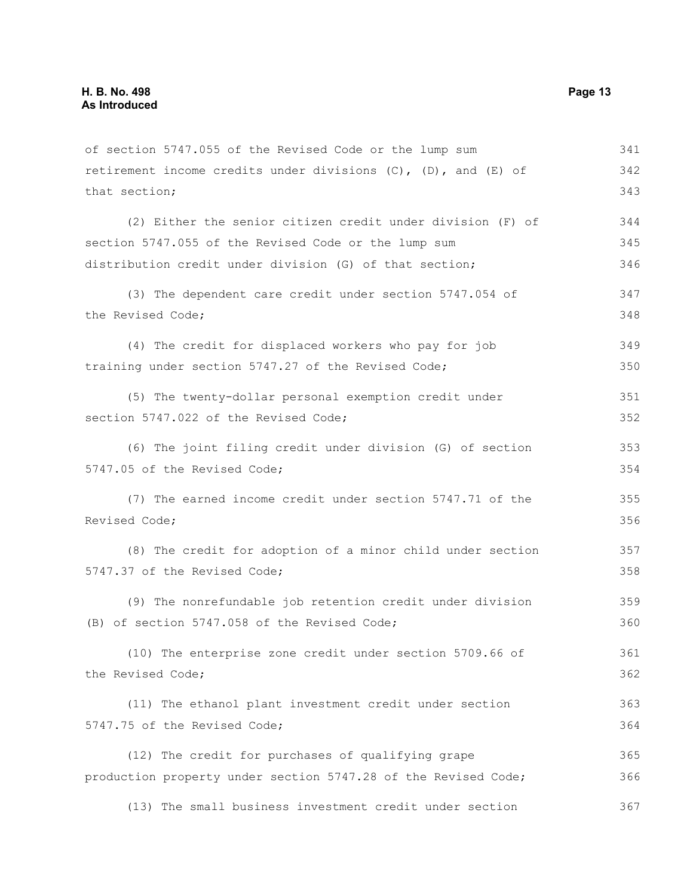of section 5747.055 of the Revised Code or the lump sum retirement income credits under divisions (C), (D), and (E) of that section;

(2) Either the senior citizen credit under division (F) of section 5747.055 of the Revised Code or the lump sum distribution credit under division (G) of that section;

(3) The dependent care credit under section 5747.054 of the Revised Code;

(4) The credit for displaced workers who pay for job training under section 5747.27 of the Revised Code;

(5) The twenty-dollar personal exemption credit under section 5747.022 of the Revised Code;

(6) The joint filing credit under division (G) of section 5747.05 of the Revised Code;

(7) The earned income credit under section 5747.71 of the Revised Code;

(8) The credit for adoption of a minor child under section 5747.37 of the Revised Code;

(9) The nonrefundable job retention credit under division (B) of section 5747.058 of the Revised Code;

(10) The enterprise zone credit under section 5709.66 of the Revised Code;

(11) The ethanol plant investment credit under section 5747.75 of the Revised Code;

(12) The credit for purchases of qualifying grape production property under section 5747.28 of the Revised Code;

(13) The small business investment credit under section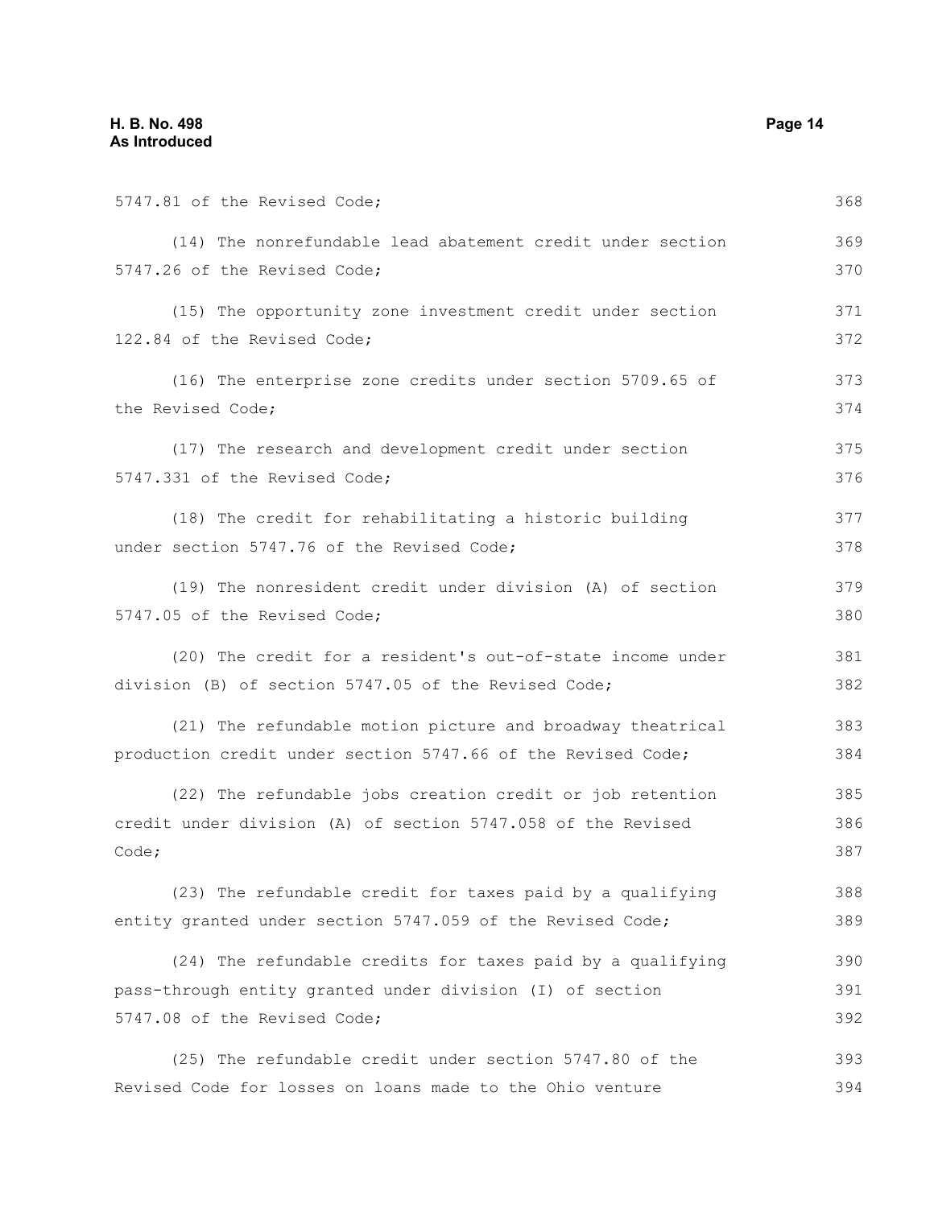5747.81 of the Revised Code;

(14) The nonrefundable lead abatement credit under section 5747.26 of the Revised Code;

(15) The opportunity zone investment credit under section 122.84 of the Revised Code;

(16) The enterprise zone credits under section 5709.65 of the Revised Code;

(17) The research and development credit under section 5747.331 of the Revised Code;

(18) The credit for rehabilitating a historic building under section 5747.76 of the Revised Code;

(19) The nonresident credit under division (A) of section 5747.05 of the Revised Code;

(20) The credit for a resident's out-of-state income under division (B) of section 5747.05 of the Revised Code;

(21) The refundable motion picture and broadway theatrical production credit under section 5747.66 of the Revised Code;

(22) The refundable jobs creation credit or job retention credit under division (A) of section 5747.058 of the Revised Code;

(23) The refundable credit for taxes paid by a qualifying entity granted under section 5747.059 of the Revised Code;

(24) The refundable credits for taxes paid by a qualifying pass-through entity granted under division (I) of section 5747.08 of the Revised Code;

(25) The refundable credit under section 5747.80 of the Revised Code for losses on loans made to the Ohio venture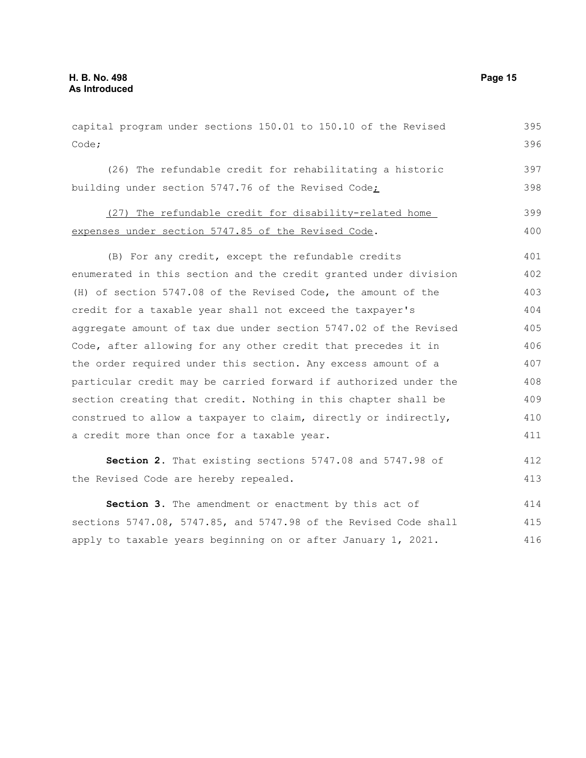capital program under sections 150.01 to 150.10 of the Revised Code;

(26) The refundable credit for rehabilitating a historic building under section 5747.76 of the Revised Code;

(27) The refundable credit for disability-related home expenses under section 5747.85 of the Revised Code.

(B) For any credit, except the refundable credits enumerated in this section and the credit granted under division (H) of section 5747.08 of the Revised Code, the amount of the credit for a taxable year shall not exceed the taxpayer's aggregate amount of tax due under section 5747.02 of the Revised Code, after allowing for any other credit that precedes it in the order required under this section. Any excess amount of a particular credit may be carried forward if authorized under the section creating that credit. Nothing in this chapter shall be construed to allow a taxpayer to claim, directly or indirectly, a credit more than once for a taxable year.

**Section 2.** That existing sections 5747.08 and 5747.98 of the Revised Code are hereby repealed.

**Section 3.** The amendment or enactment by this act of sections 5747.08, 5747.85, and 5747.98 of the Revised Code shall apply to taxable years beginning on or after January 1, 2021.